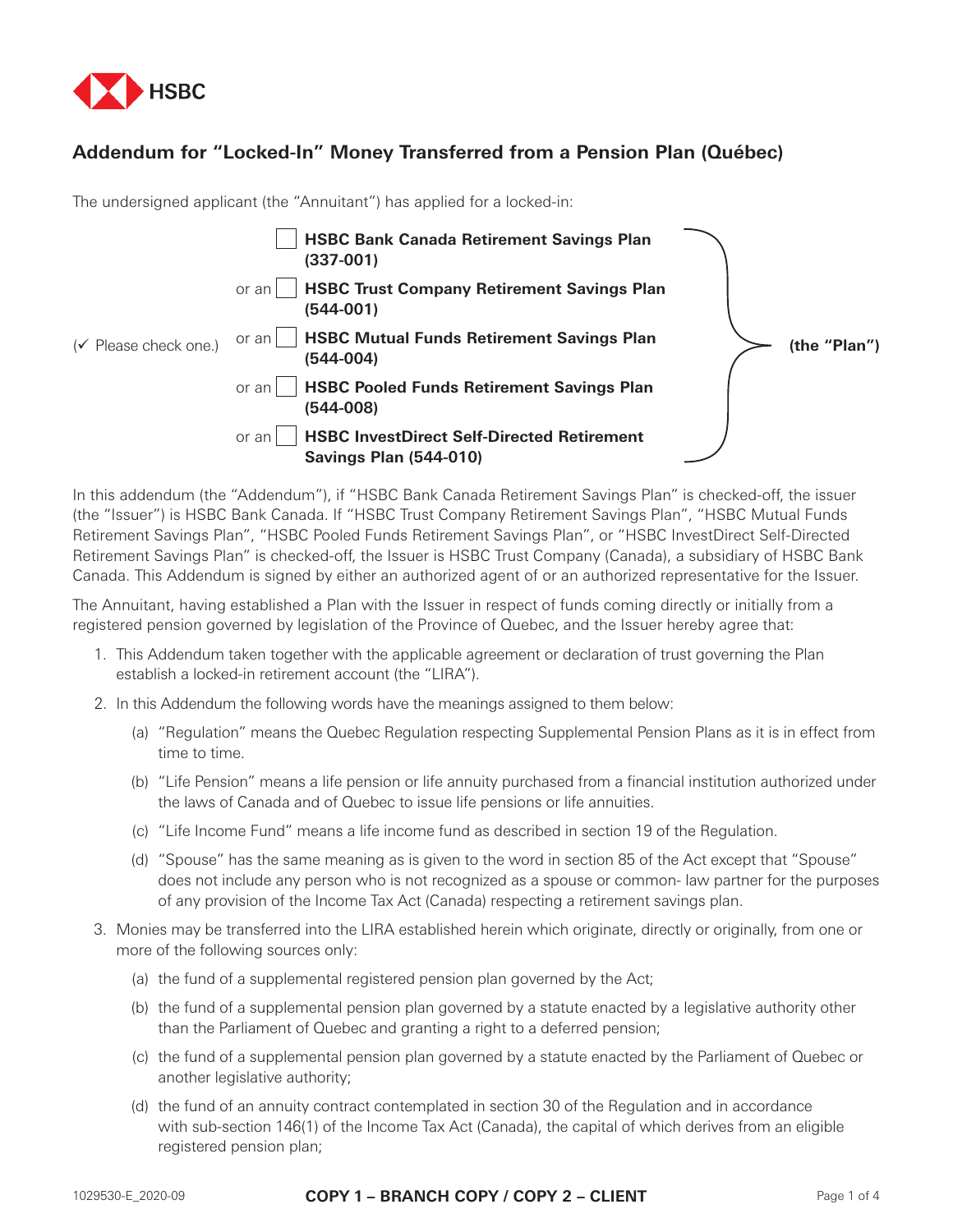HSBC

## Addendum for "Locked-In" Money Transferred from a Pension Plan (Québec)

The undersigned applicant (the "Annuitant") has applied for a locked-in:

(✓ Please check one.)

- ☐ **HSBC Bank Canada Retirement Savings Plan (337-001)**
- or an ☐ **HSBC Trust Company Retirement Savings Plan (544-001)**
- or an ☐ **HSBC Mutual Funds Retirement Savings Plan (544-004)**
- or an ☐ **HSBC Pooled Funds Retirement Savings Plan (544-008)**
- or an ☐ **HSBC InvestDirect Self-Directed Retirement Savings Plan (544-010)**

**(the "Plan")**

In this addendum (the "Addendum"), if "HSBC Bank Canada Retirement Savings Plan" is checked-off, the issuer (the "Issuer") is HSBC Bank Canada. If "HSBC Trust Company Retirement Savings Plan", "HSBC Mutual Funds Retirement Savings Plan", "HSBC Pooled Funds Retirement Savings Plan", or "HSBC InvestDirect Self-Directed Retirement Savings Plan" is checked-off, the issuer is HSBC Trust Company (Canada), a subsidiary of HSBC Bank Canada. This Addendum is signed by either an authorized agent of or an authorized representative for the Issuer.

The Annuitant, having established a Plan with the Issuer in respect of funds coming directly or initially from a registered pension governed by legislation of the Province of Quebec, and the Issuer hereby agree that:

1. This Addendum taken together with the applicable agreement or declaration of trust governing the Plan establish a locked-in retirement account (the "LIRA").
2. In this Addendum the following words have the meanings assigned to them below:
   (a) "Regulation" means the Quebec Regulation respecting Supplemental Pension Plans as it is in effect from time to time.
   (b) "Life Pension" means a life pension or life annuity purchased from a financial institution authorized under the laws of Canada and of Quebec to issue life pensions or life annuities.
   (c) "Life Income Fund" means a life income fund as described in section 19 of the Regulation.
   (d) "Spouse" has the same meaning as is given to the word in section 85 of the Act except that "Spouse" does not include any person who is not recognized as a spouse or common- law partner for the purposes of any provision of the Income Tax Act (Canada) respecting a retirement savings plan.
3. Monies may be transferred into the LIRA established herein which originate, directly or originally, from one or more of the following sources only:
   (a) the fund of a supplemental registered pension plan governed by the Act;
   (b) the fund of a supplemental pension plan governed by a statute enacted by a legislative authority other than the Parliament of Quebec and granting a right to a deferred pension;
   (c) the fund of a supplemental pension plan governed by a statute enacted by the Parliament of Quebec or another legislative authority;
   (d) the fund of an annuity contract contemplated in section 30 of the Regulation and in accordance with sub-section 146(1) of the Income Tax Act (Canada), the capital of which derives from an eligible registered pension plan;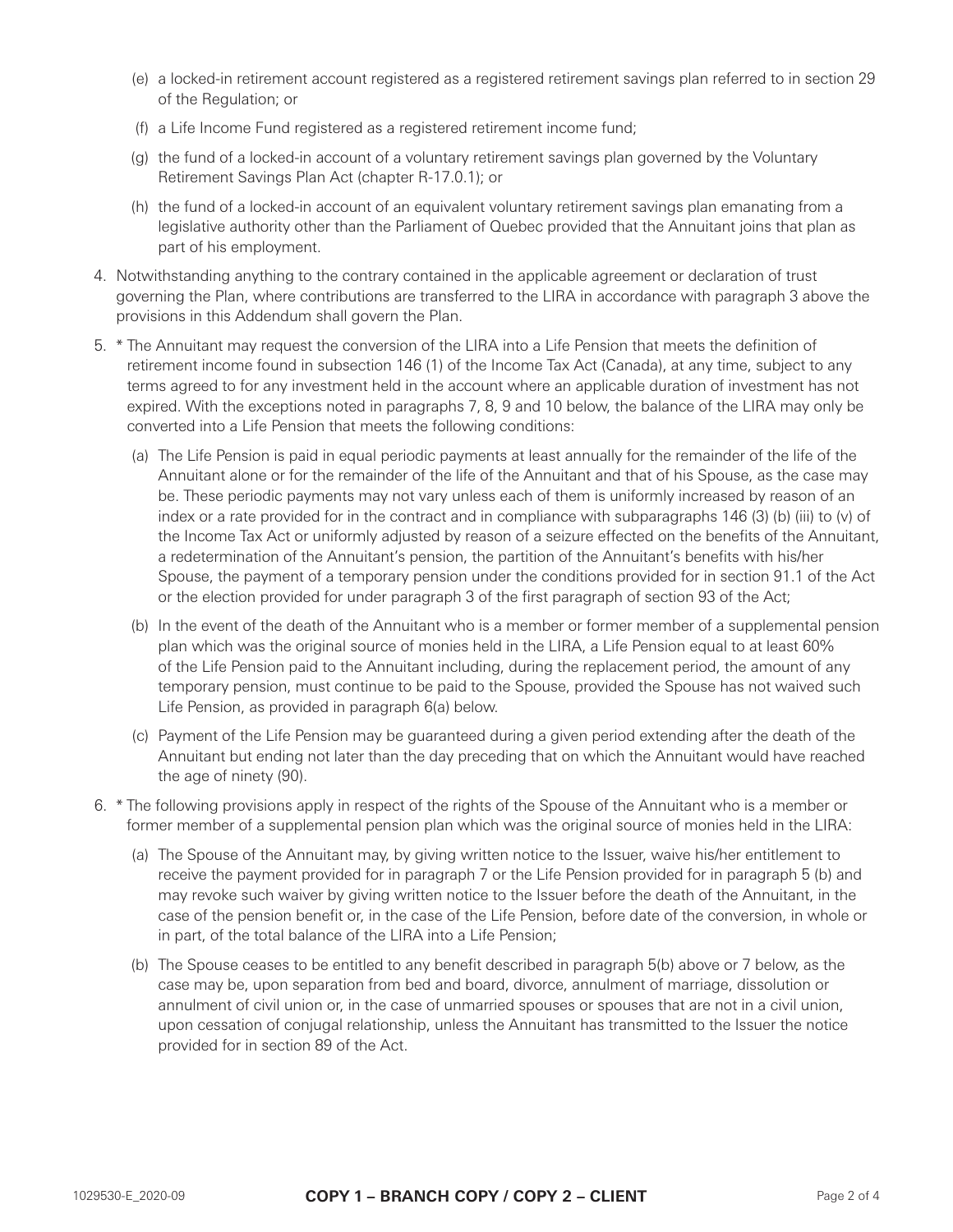(e) a locked-in retirement account registered as a registered retirement savings plan referred to in section 29 of the Regulation; or

(f) a Life Income Fund registered as a registered retirement income fund;

(g) the fund of a locked-in account of a voluntary retirement savings plan governed by the Voluntary Retirement Savings Plan Act (chapter R-17.0.1); or

(h) the fund of a locked-in account of an equivalent voluntary retirement savings plan emanating from a legislative authority other than the Parliament of Quebec provided that the Annuitant joins that plan as part of his employment.

4. Notwithstanding anything to the contrary contained in the applicable agreement or declaration of trust governing the Plan, where contributions are transferred to the LIRA in accordance with paragraph 3 above the provisions in this Addendum shall govern the Plan.

5. * The Annuitant may request the conversion of the LIRA into a Life Pension that meets the definition of retirement income found in subsection 146 (1) of the Income Tax Act (Canada), at any time, subject to any terms agreed to for any investment held in the account where an applicable duration of investment has not expired. With the exceptions noted in paragraphs 7, 8, 9 and 10 below, the balance of the LIRA may only be converted into a Life Pension that meets the following conditions:

   (a) The Life Pension is paid in equal periodic payments at least annually for the remainder of the life of the Annuitant alone or for the remainder of the life of the Annuitant and that of his Spouse, as the case may be. These periodic payments may not vary unless each of them is uniformly increased by reason of an index or a rate provided for in the contract and in compliance with subparagraphs 146 (3) (b) (iii) to (v) of the Income Tax Act or uniformly adjusted by reason of a seizure effected on the benefits of the Annuitant, a redetermination of the Annuitant's pension, the partition of the Annuitant's benefits with his/her Spouse, the payment of a temporary pension under the conditions provided for in section 91.1 of the Act or the election provided for under paragraph 3 of the first paragraph of section 93 of the Act;

   (b) In the event of the death of the Annuitant who is a member or former member of a supplemental pension plan which was the original source of monies held in the LIRA, a Life Pension equal to at least 60% of the Life Pension paid to the Annuitant including, during the replacement period, the amount of any temporary pension, must continue to be paid to the Spouse, provided the Spouse has not waived such Life Pension, as provided in paragraph 6(a) below.

   (c) Payment of the Life Pension may be guaranteed during a given period extending after the death of the Annuitant but ending not later than the day preceding that on which the Annuitant would have reached the age of ninety (90).

6. * The following provisions apply in respect of the rights of the Spouse of the Annuitant who is a member or former member of a supplemental pension plan which was the original source of monies held in the LIRA:

   (a) The Spouse of the Annuitant may, by giving written notice to the Issuer, waive his/her entitlement to receive the payment provided for in paragraph 7 or the Life Pension provided for in paragraph 5 (b) and may revoke such waiver by giving written notice to the Issuer before the death of the Annuitant, in the case of the pension benefit or, in the case of the Life Pension, before date of the conversion, in whole or in part, of the total balance of the LIRA into a Life Pension;

   (b) The Spouse ceases to be entitled to any benefit described in paragraph 5(b) above or 7 below, as the case may be, upon separation from bed and board, divorce, annulment of marriage, dissolution or annulment of civil union or, in the case of unmarried spouses or spouses that are not in a civil union, upon cessation of conjugal relationship, unless the Annuitant has transmitted to the Issuer the notice provided for in section 89 of the Act.

1029530-E_2020-09 **COPY 1 – BRANCH COPY / COPY 2 – CLIENT**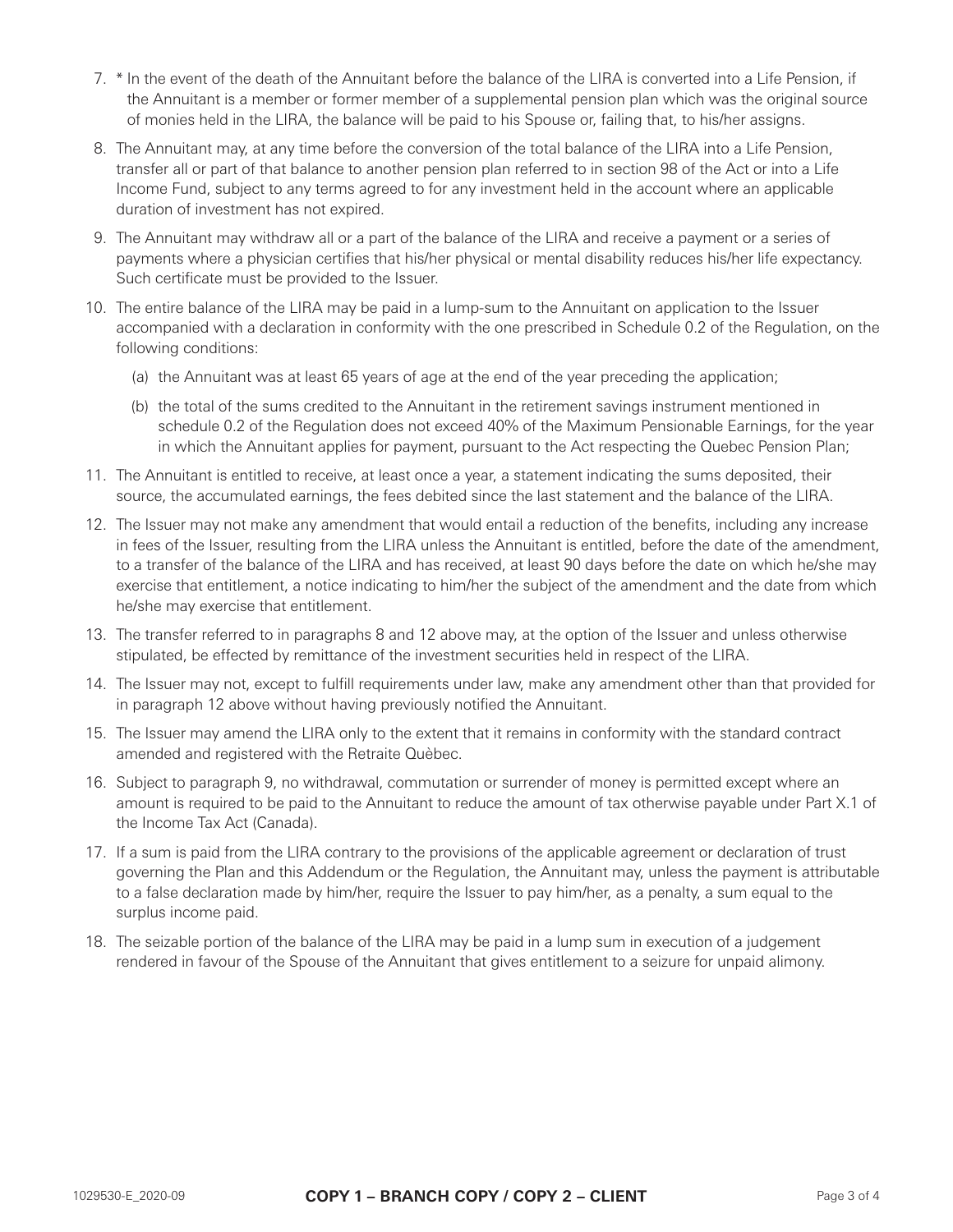7. * In the event of the death of the Annuitant before the balance of the LIRA is converted into a Life Pension, if the Annuitant is a member or former member of a supplemental pension plan which was the original source of monies held in the LIRA, the balance will be paid to his Spouse or, failing that, to his/her assigns.
8. The Annuitant may, at any time before the conversion of the total balance of the LIRA into a Life Pension, transfer all or part of that balance to another pension plan referred to in section 98 of the Act or into a Life Income Fund, subject to any terms agreed to for any investment held in the account where an applicable duration of investment has not expired.
9. The Annuitant may withdraw all or a part of the balance of the LIRA and receive a payment or a series of payments where a physician certifies that his/her physical or mental disability reduces his/her life expectancy. Such certificate must be provided to the Issuer.
10. The entire balance of the LIRA may be paid in a lump-sum to the Annuitant on application to the Issuer accompanied with a declaration in conformity with the one prescribed in Schedule 0.2 of the Regulation, on the following conditions:
    (a) the Annuitant was at least 65 years of age at the end of the year preceding the application;
    (b) the total of the sums credited to the Annuitant in the retirement savings instrument mentioned in schedule 0.2 of the Regulation does not exceed 40% of the Maximum Pensionable Earnings, for the year in which the Annuitant applies for payment, pursuant to the Act respecting the Quebec Pension Plan;
11. The Annuitant is entitled to receive, at least once a year, a statement indicating the sums deposited, their source, the accumulated earnings, the fees debited since the last statement and the balance of the LIRA.
12. The Issuer may not make any amendment that would entail a reduction of the benefits, including any increase in fees of the Issuer, resulting from the LIRA unless the Annuitant is entitled, before the date of the amendment, to a transfer of the balance of the LIRA and has received, at least 90 days before the date on which he/she may exercise that entitlement, a notice indicating to him/her the subject of the amendment and the date from which he/she may exercise that entitlement.
13. The transfer referred to in paragraphs 8 and 12 above may, at the option of the Issuer and unless otherwise stipulated, be effected by remittance of the investment securities held in respect of the LIRA.
14. The Issuer may not, except to fulfill requirements under law, make any amendment other than that provided for in paragraph 12 above without having previously notified the Annuitant.
15. The Issuer may amend the LIRA only to the extent that it remains in conformity with the standard contract amended and registered with the Retraite Quèbec.
16. Subject to paragraph 9, no withdrawal, commutation or surrender of money is permitted except where an amount is required to be paid to the Annuitant to reduce the amount of tax otherwise payable under Part X.1 of the Income Tax Act (Canada).
17. If a sum is paid from the LIRA contrary to the provisions of the applicable agreement or declaration of trust governing the Plan and this Addendum or the Regulation, the Annuitant may, unless the payment is attributable to a false declaration made by him/her, require the Issuer to pay him/her, as a penalty, a sum equal to the surplus income paid.
18. The seizable portion of the balance of the LIRA may be paid in a lump sum in execution of a judgement rendered in favour of the Spouse of the Annuitant that gives entitlement to a seizure for unpaid alimony.

1029530-E_2020-09 **COPY 1 – BRANCH COPY / COPY 2 – CLIENT**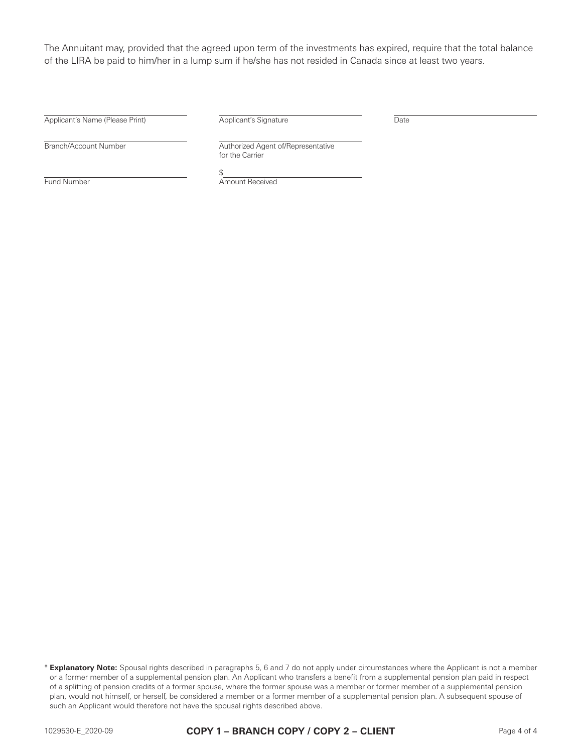The Annuitant may, provided that the agreed upon term of the investments has expired, require that the total balance of the LIRA be paid to him/her in a lump sum if he/she has not resided in Canada since at least two years.

| | | |
|---|---|---|
| Applicant's Name (Please Print) | Applicant's Signature | Date |
| Branch/Account Number | Authorized Agent of/Representative for the Carrier | |
| Fund Number | $ Amount Received | |

\* **Explanatory Note:** Spousal rights described in paragraphs 5, 6 and 7 do not apply under circumstances where the Applicant is not a member or a former member of a supplemental pension plan. An Applicant who transfers a benefit from a supplemental pension plan paid in respect of a splitting of pension credits of a former spouse, where the former spouse was a member or former member of a supplemental pension plan, would not himself, or herself, be considered a member or a former member of a supplemental pension plan. A subsequent spouse of such an Applicant would therefore not have the spousal rights described above.

1029530-E_2020-09

**COPY 1 – BRANCH COPY / COPY 2 – CLIENT**